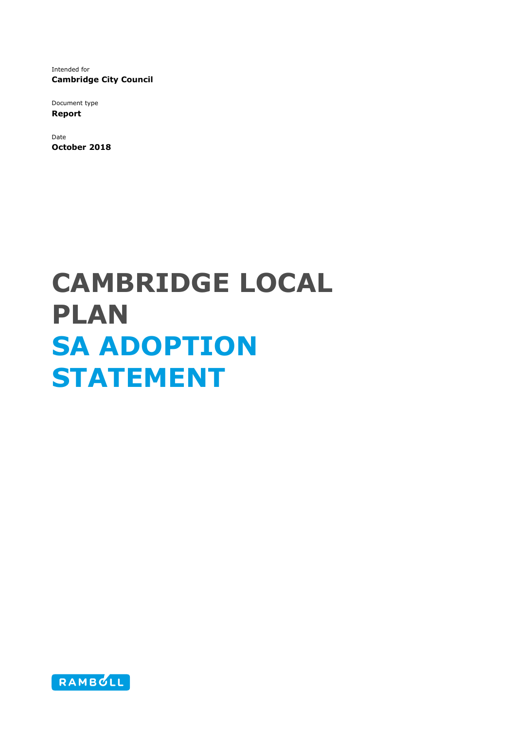Intended for
**Cambridge City Council**

Document type
**Report**

Date
**October 2018**

# CAMBRIDGE LOCAL PLAN
# SA ADOPTION STATEMENT

RAMBOLL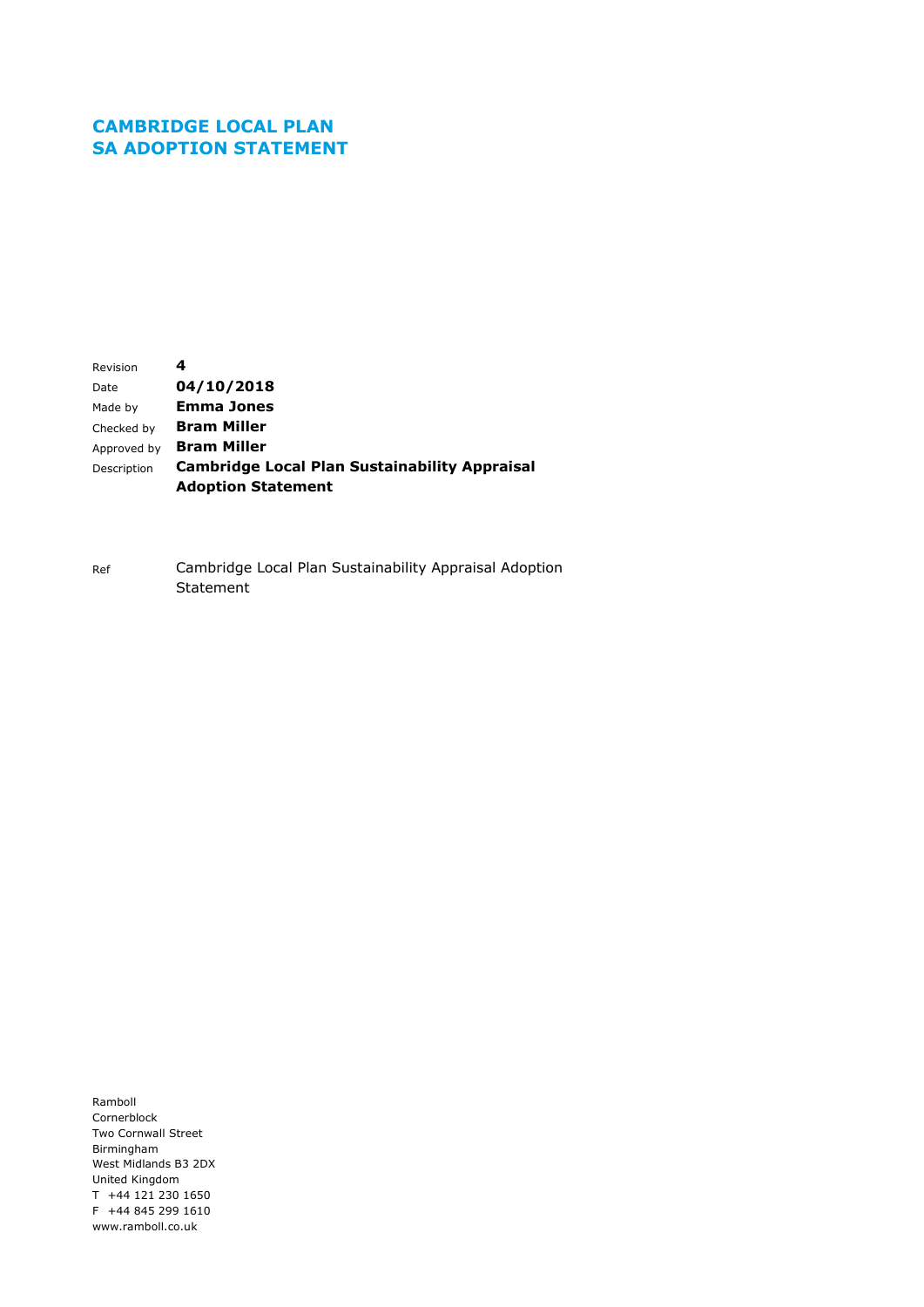# CAMBRIDGE LOCAL PLAN
# SA ADOPTION STATEMENT

| | |
|---|---|
| Revision | **4** |
| Date | **04/10/2018** |
| Made by | **Emma Jones** |
| Checked by | **Bram Miller** |
| Approved by | **Bram Miller** |
| Description | **Cambridge Local Plan Sustainability Appraisal Adoption Statement** |

| | |
|---|---|
| Ref | Cambridge Local Plan Sustainability Appraisal Adoption Statement |

Ramboll
Cornerblock
Two Cornwall Street
Birmingham
West Midlands B3 2DX
United Kingdom
T +44 121 230 1650
F +44 845 299 1610
www.ramboll.co.uk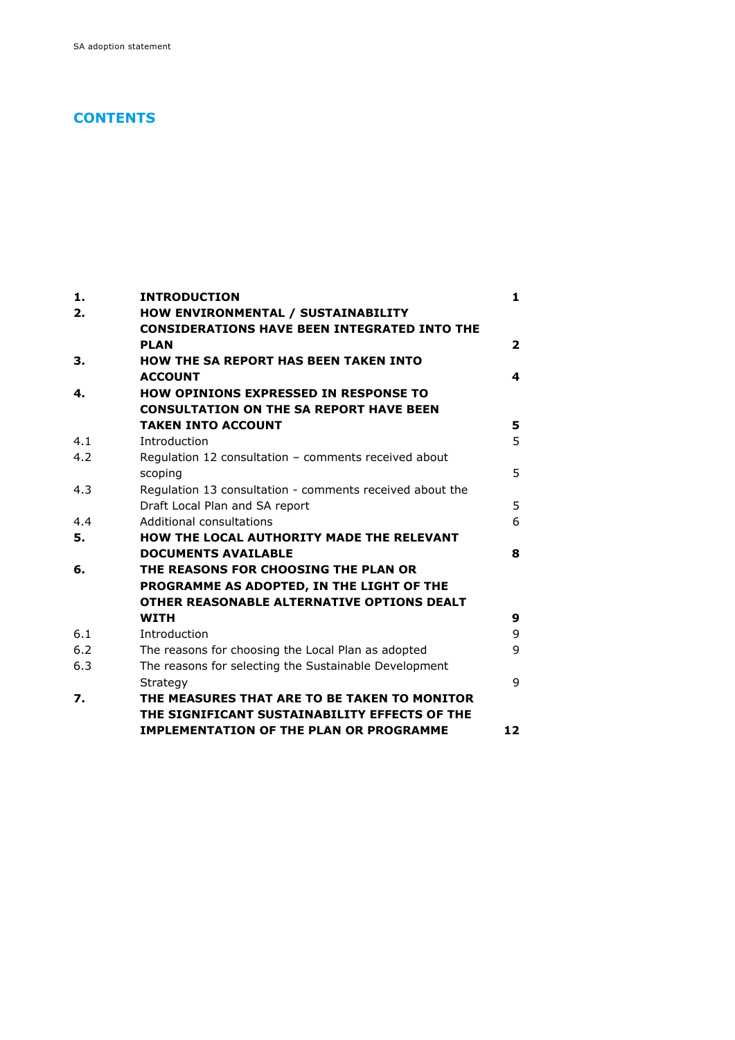# CONTENTS

| | | |
|---|---|---|
| **1.** | **INTRODUCTION** | **1** |
| **2.** | **HOW ENVIRONMENTAL / SUSTAINABILITY CONSIDERATIONS HAVE BEEN INTEGRATED INTO THE PLAN** | **2** |
| **3.** | **HOW THE SA REPORT HAS BEEN TAKEN INTO ACCOUNT** | **4** |
| **4.** | **HOW OPINIONS EXPRESSED IN RESPONSE TO CONSULTATION ON THE SA REPORT HAVE BEEN TAKEN INTO ACCOUNT** | **5** |
| 4.1 | Introduction | 5 |
| 4.2 | Regulation 12 consultation – comments received about scoping | 5 |
| 4.3 | Regulation 13 consultation - comments received about the Draft Local Plan and SA report | 5 |
| 4.4 | Additional consultations | 6 |
| **5.** | **HOW THE LOCAL AUTHORITY MADE THE RELEVANT DOCUMENTS AVAILABLE** | **8** |
| **6.** | **THE REASONS FOR CHOOSING THE PLAN OR PROGRAMME AS ADOPTED, IN THE LIGHT OF THE OTHER REASONABLE ALTERNATIVE OPTIONS DEALT WITH** | **9** |
| 6.1 | Introduction | 9 |
| 6.2 | The reasons for choosing the Local Plan as adopted | 9 |
| 6.3 | The reasons for selecting the Sustainable Development Strategy | 9 |
| **7.** | **THE MEASURES THAT ARE TO BE TAKEN TO MONITOR THE SIGNIFICANT SUSTAINABILITY EFFECTS OF THE IMPLEMENTATION OF THE PLAN OR PROGRAMME** | **12** |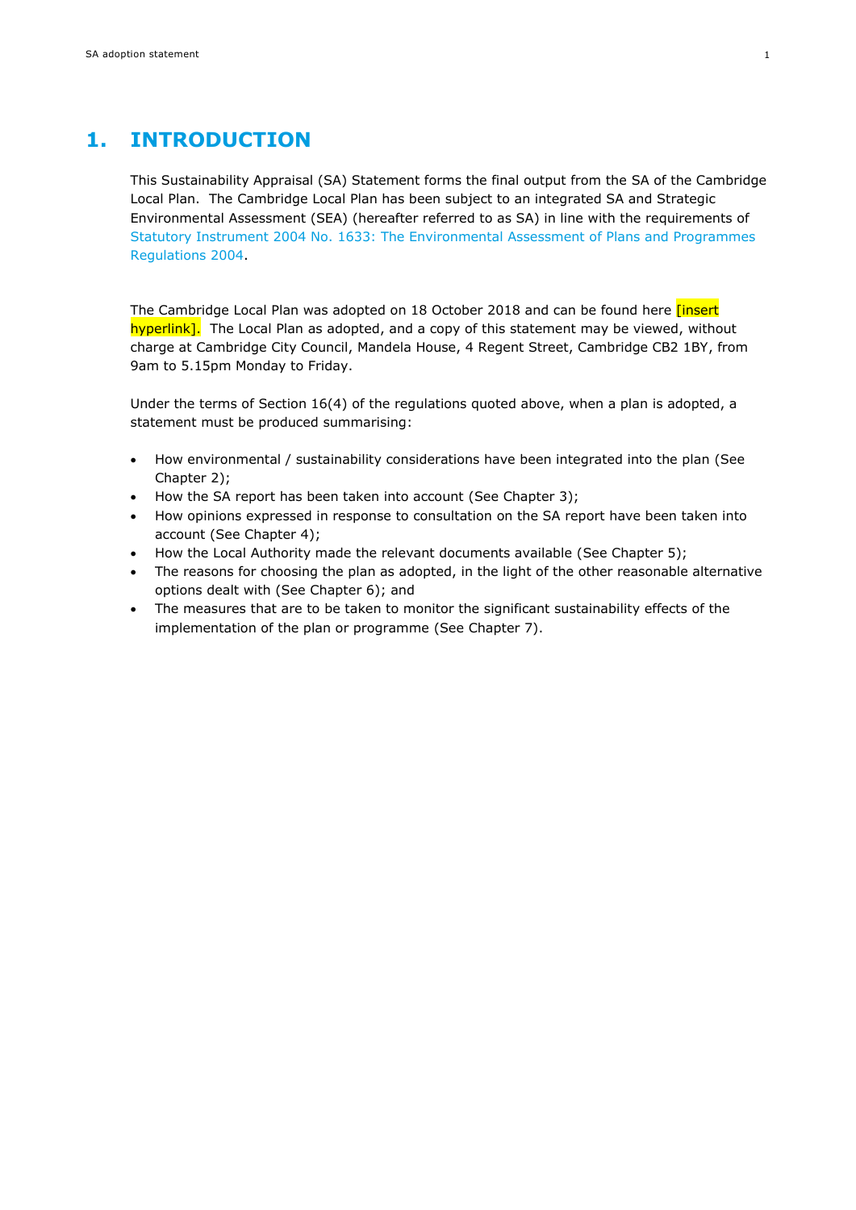# 1. INTRODUCTION

This Sustainability Appraisal (SA) Statement forms the final output from the SA of the Cambridge Local Plan. The Cambridge Local Plan has been subject to an integrated SA and Strategic Environmental Assessment (SEA) (hereafter referred to as SA) in line with the requirements of Statutory Instrument 2004 No. 1633: The Environmental Assessment of Plans and Programmes Regulations 2004.

The Cambridge Local Plan was adopted on 18 October 2018 and can be found here [insert hyperlink]. The Local Plan as adopted, and a copy of this statement may be viewed, without charge at Cambridge City Council, Mandela House, 4 Regent Street, Cambridge CB2 1BY, from 9am to 5.15pm Monday to Friday.

Under the terms of Section 16(4) of the regulations quoted above, when a plan is adopted, a statement must be produced summarising:

- How environmental / sustainability considerations have been integrated into the plan (See Chapter 2);
- How the SA report has been taken into account (See Chapter 3);
- How opinions expressed in response to consultation on the SA report have been taken into account (See Chapter 4);
- How the Local Authority made the relevant documents available (See Chapter 5);
- The reasons for choosing the plan as adopted, in the light of the other reasonable alternative options dealt with (See Chapter 6); and
- The measures that are to be taken to monitor the significant sustainability effects of the implementation of the plan or programme (See Chapter 7).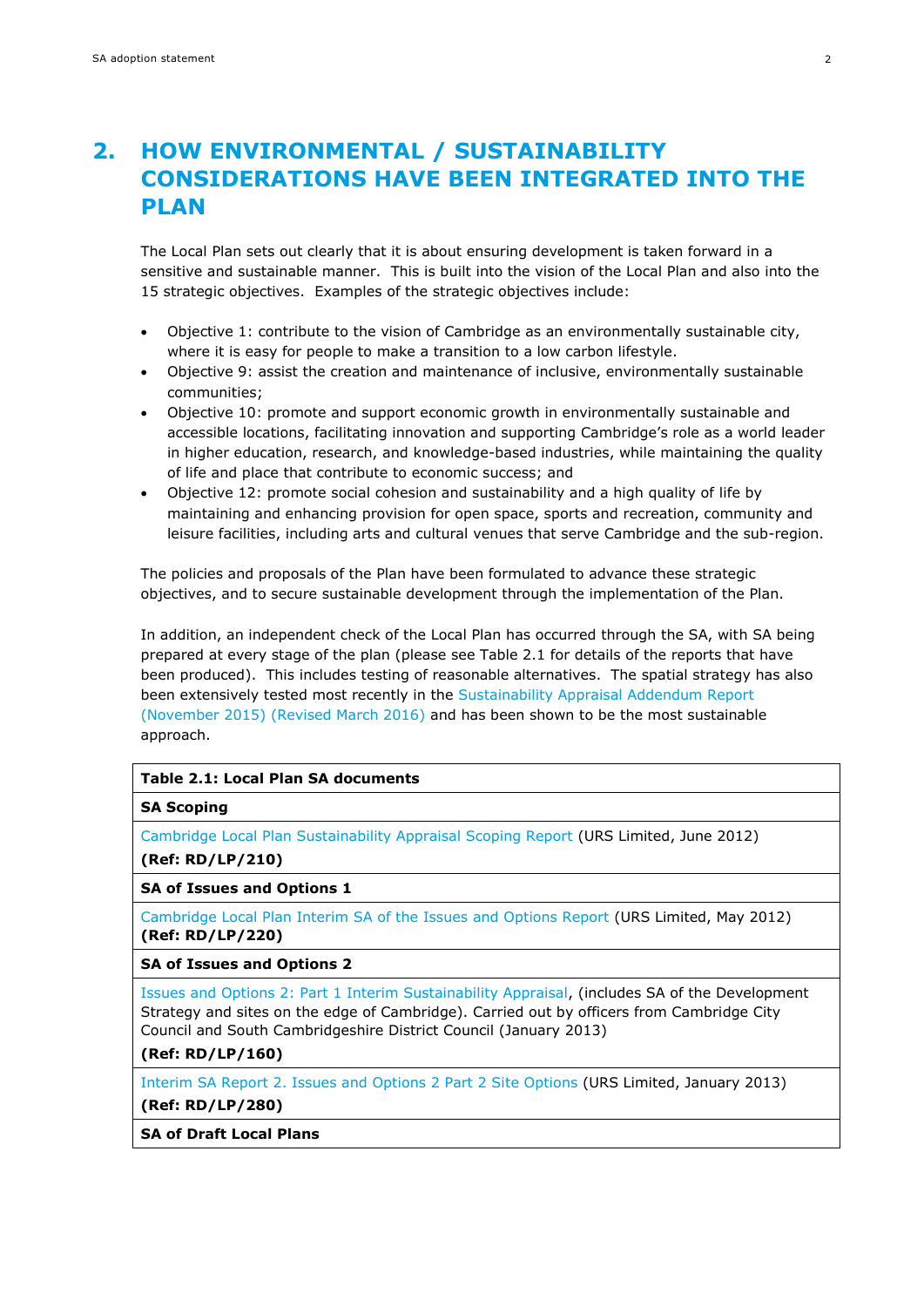## 2. HOW ENVIRONMENTAL / SUSTAINABILITY CONSIDERATIONS HAVE BEEN INTEGRATED INTO THE PLAN

The Local Plan sets out clearly that it is about ensuring development is taken forward in a sensitive and sustainable manner. This is built into the vision of the Local Plan and also into the 15 strategic objectives. Examples of the strategic objectives include:

- Objective 1: contribute to the vision of Cambridge as an environmentally sustainable city, where it is easy for people to make a transition to a low carbon lifestyle.
- Objective 9: assist the creation and maintenance of inclusive, environmentally sustainable communities;
- Objective 10: promote and support economic growth in environmentally sustainable and accessible locations, facilitating innovation and supporting Cambridge's role as a world leader in higher education, research, and knowledge-based industries, while maintaining the quality of life and place that contribute to economic success; and
- Objective 12: promote social cohesion and sustainability and a high quality of life by maintaining and enhancing provision for open space, sports and recreation, community and leisure facilities, including arts and cultural venues that serve Cambridge and the sub-region.

The policies and proposals of the Plan have been formulated to advance these strategic objectives, and to secure sustainable development through the implementation of the Plan.

In addition, an independent check of the Local Plan has occurred through the SA, with SA being prepared at every stage of the plan (please see Table 2.1 for details of the reports that have been produced). This includes testing of reasonable alternatives. The spatial strategy has also been extensively tested most recently in the Sustainability Appraisal Addendum Report (November 2015) (Revised March 2016) and has been shown to be the most sustainable approach.

| Table 2.1: Local Plan SA documents |
|---|
| **SA Scoping** |
| Cambridge Local Plan Sustainability Appraisal Scoping Report (URS Limited, June 2012) **(Ref: RD/LP/210)** |
| **SA of Issues and Options 1** |
| Cambridge Local Plan Interim SA of the Issues and Options Report (URS Limited, May 2012) **(Ref: RD/LP/220)** |
| **SA of Issues and Options 2** |
| Issues and Options 2: Part 1 Interim Sustainability Appraisal, (includes SA of the Development Strategy and sites on the edge of Cambridge). Carried out by officers from Cambridge City Council and South Cambridgeshire District Council (January 2013) **(Ref: RD/LP/160)** |
| Interim SA Report 2. Issues and Options 2 Part 2 Site Options (URS Limited, January 2013) **(Ref: RD/LP/280)** |
| **SA of Draft Local Plans** |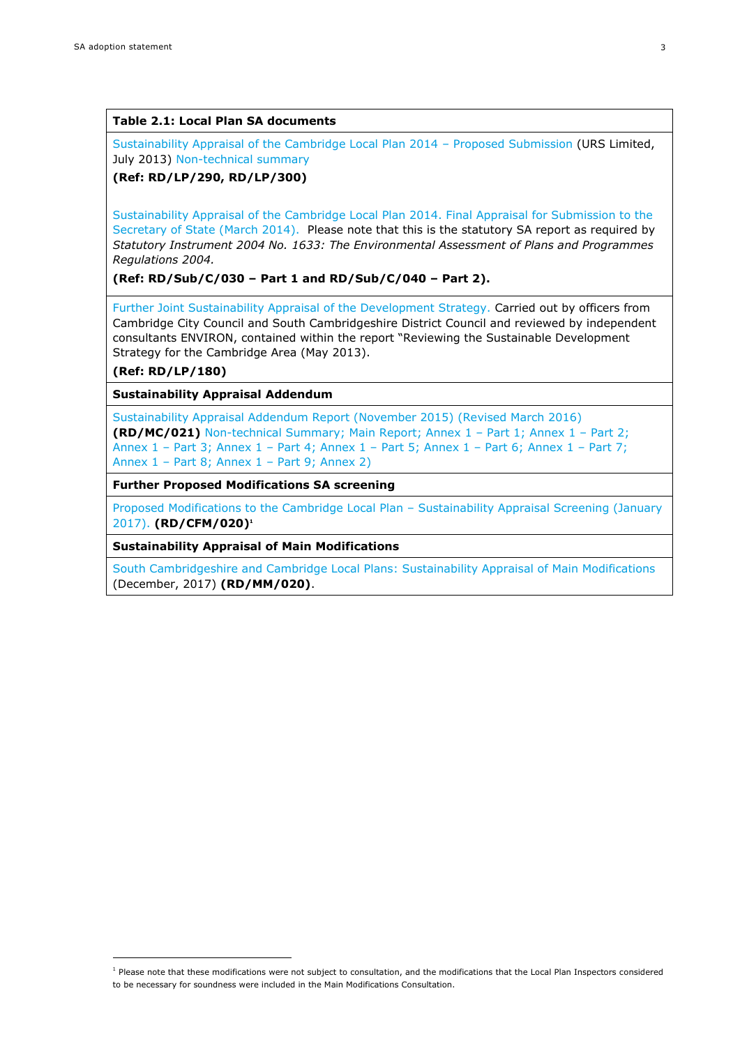| Table 2.1: Local Plan SA documents |
|---|
| Sustainability Appraisal of the Cambridge Local Plan 2014 – Proposed Submission (URS Limited, July 2013) Non-technical summary<br><br>**(Ref: RD/LP/290, RD/LP/300)**<br><br>Sustainability Appraisal of the Cambridge Local Plan 2014. Final Appraisal for Submission to the Secretary of State (March 2014). Please note that this is the statutory SA report as required by *Statutory Instrument 2004 No. 1633: The Environmental Assessment of Plans and Programmes Regulations 2004.*<br><br>**(Ref: RD/Sub/C/030 – Part 1 and RD/Sub/C/040 – Part 2).** |
| Further Joint Sustainability Appraisal of the Development Strategy. Carried out by officers from Cambridge City Council and South Cambridgeshire District Council and reviewed by independent consultants ENVIRON, contained within the report "Reviewing the Sustainable Development Strategy for the Cambridge Area (May 2013).<br><br>**(Ref: RD/LP/180)** |
| **Sustainability Appraisal Addendum** |
| Sustainability Appraisal Addendum Report (November 2015) (Revised March 2016) **(RD/MC/021)** Non-technical Summary; Main Report; Annex 1 – Part 1; Annex 1 – Part 2; Annex 1 – Part 3; Annex 1 – Part 4; Annex 1 – Part 5; Annex 1 – Part 6; Annex 1 – Part 7; Annex 1 – Part 8; Annex 1 – Part 9; Annex 2) |
| **Further Proposed Modifications SA screening** |
| Proposed Modifications to the Cambridge Local Plan – Sustainability Appraisal Screening (January 2017). **(RD/CFM/020)**[1] |
| **Sustainability Appraisal of Main Modifications** |
| South Cambridgeshire and Cambridge Local Plans: Sustainability Appraisal of Main Modifications (December, 2017) **(RD/MM/020)**. |

[1] Please note that these modifications were not subject to consultation, and the modifications that the Local Plan Inspectors considered to be necessary for soundness were included in the Main Modifications Consultation.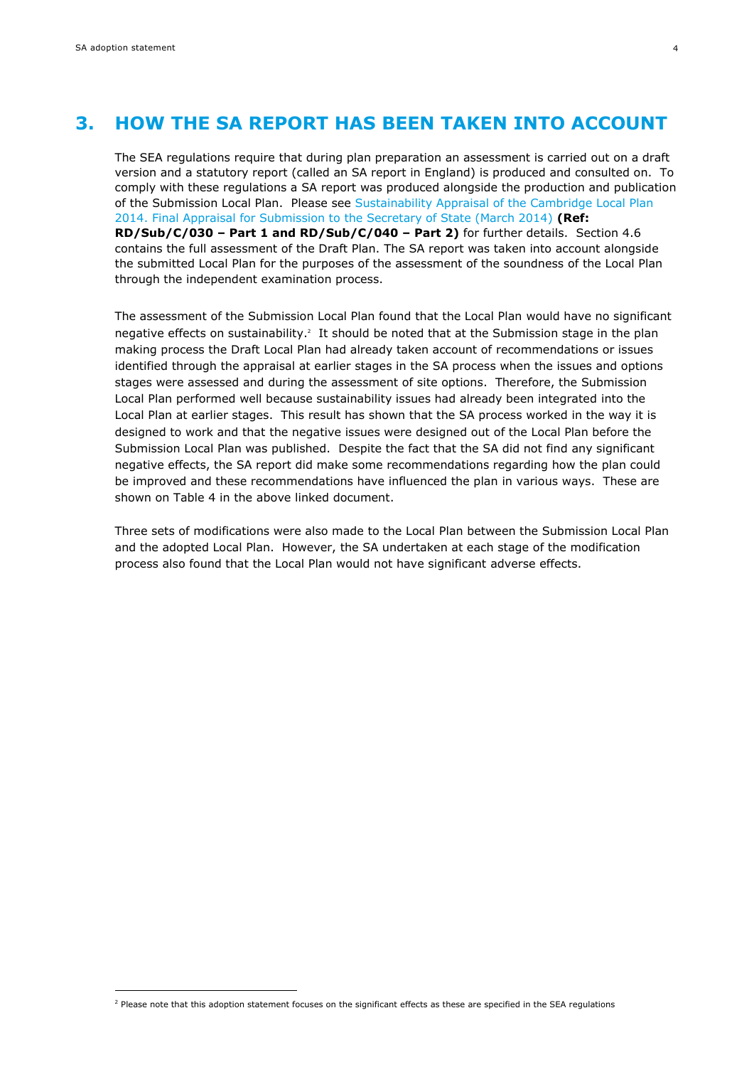# 3. HOW THE SA REPORT HAS BEEN TAKEN INTO ACCOUNT

The SEA regulations require that during plan preparation an assessment is carried out on a draft version and a statutory report (called an SA report in England) is produced and consulted on. To comply with these regulations a SA report was produced alongside the production and publication of the Submission Local Plan. Please see Sustainability Appraisal of the Cambridge Local Plan 2014. Final Appraisal for Submission to the Secretary of State (March 2014) **(Ref: RD/Sub/C/030 – Part 1 and RD/Sub/C/040 – Part 2)** for further details. Section 4.6 contains the full assessment of the Draft Plan. The SA report was taken into account alongside the submitted Local Plan for the purposes of the assessment of the soundness of the Local Plan through the independent examination process.

The assessment of the Submission Local Plan found that the Local Plan would have no significant negative effects on sustainability.[2] It should be noted that at the Submission stage in the plan making process the Draft Local Plan had already taken account of recommendations or issues identified through the appraisal at earlier stages in the SA process when the issues and options stages were assessed and during the assessment of site options. Therefore, the Submission Local Plan performed well because sustainability issues had already been integrated into the Local Plan at earlier stages. This result has shown that the SA process worked in the way it is designed to work and that the negative issues were designed out of the Local Plan before the Submission Local Plan was published. Despite the fact that the SA did not find any significant negative effects, the SA report did make some recommendations regarding how the plan could be improved and these recommendations have influenced the plan in various ways. These are shown on Table 4 in the above linked document.

Three sets of modifications were also made to the Local Plan between the Submission Local Plan and the adopted Local Plan. However, the SA undertaken at each stage of the modification process also found that the Local Plan would not have significant adverse effects.

[2] Please note that this adoption statement focuses on the significant effects as these are specified in the SEA regulations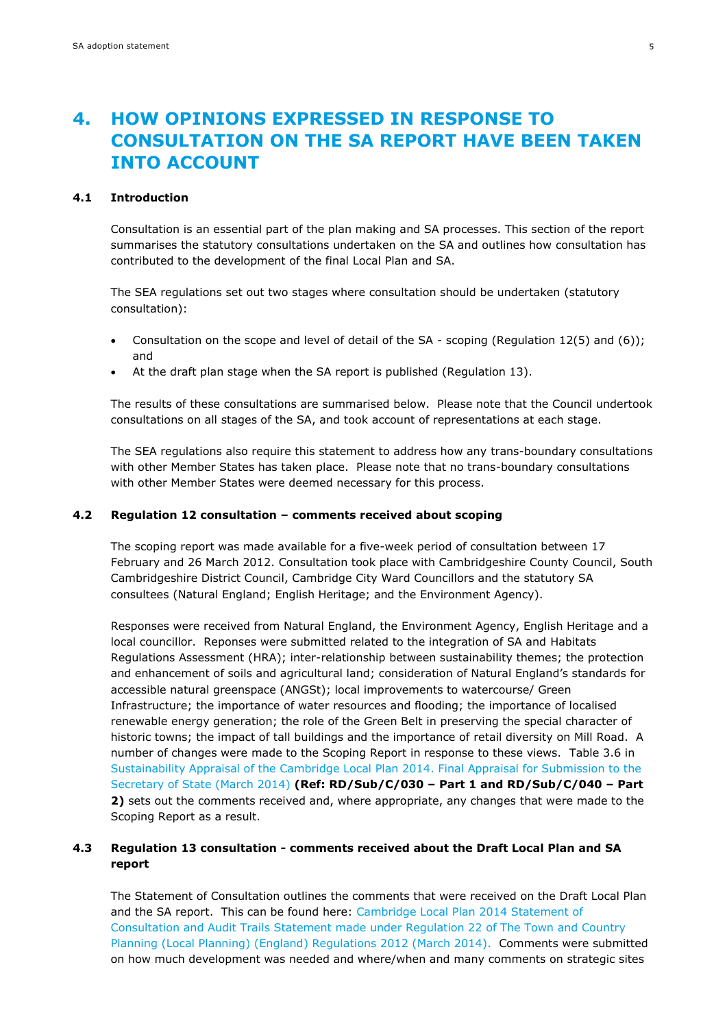# 4. HOW OPINIONS EXPRESSED IN RESPONSE TO CONSULTATION ON THE SA REPORT HAVE BEEN TAKEN INTO ACCOUNT

## 4.1 Introduction

Consultation is an essential part of the plan making and SA processes. This section of the report summarises the statutory consultations undertaken on the SA and outlines how consultation has contributed to the development of the final Local Plan and SA.

The SEA regulations set out two stages where consultation should be undertaken (statutory consultation):

- Consultation on the scope and level of detail of the SA - scoping (Regulation 12(5) and (6)); and
- At the draft plan stage when the SA report is published (Regulation 13).

The results of these consultations are summarised below. Please note that the Council undertook consultations on all stages of the SA, and took account of representations at each stage.

The SEA regulations also require this statement to address how any trans-boundary consultations with other Member States has taken place. Please note that no trans-boundary consultations with other Member States were deemed necessary for this process.

## 4.2 Regulation 12 consultation – comments received about scoping

The scoping report was made available for a five-week period of consultation between 17 February and 26 March 2012. Consultation took place with Cambridgeshire County Council, South Cambridgeshire District Council, Cambridge City Ward Councillors and the statutory SA consultees (Natural England; English Heritage; and the Environment Agency).

Responses were received from Natural England, the Environment Agency, English Heritage and a local councillor. Reponses were submitted related to the integration of SA and Habitats Regulations Assessment (HRA); inter-relationship between sustainability themes; the protection and enhancement of soils and agricultural land; consideration of Natural England's standards for accessible natural greenspace (ANGSt); local improvements to watercourse/ Green Infrastructure; the importance of water resources and flooding; the importance of localised renewable energy generation; the role of the Green Belt in preserving the special character of historic towns; the impact of tall buildings and the importance of retail diversity on Mill Road. A number of changes were made to the Scoping Report in response to these views. Table 3.6 in Sustainability Appraisal of the Cambridge Local Plan 2014. Final Appraisal for Submission to the Secretary of State (March 2014) **(Ref: RD/Sub/C/030 – Part 1 and RD/Sub/C/040 – Part 2)** sets out the comments received and, where appropriate, any changes that were made to the Scoping Report as a result.

## 4.3 Regulation 13 consultation - comments received about the Draft Local Plan and SA report

The Statement of Consultation outlines the comments that were received on the Draft Local Plan and the SA report. This can be found here: Cambridge Local Plan 2014 Statement of Consultation and Audit Trails Statement made under Regulation 22 of The Town and Country Planning (Local Planning) (England) Regulations 2012 (March 2014). Comments were submitted on how much development was needed and where/when and many comments on strategic sites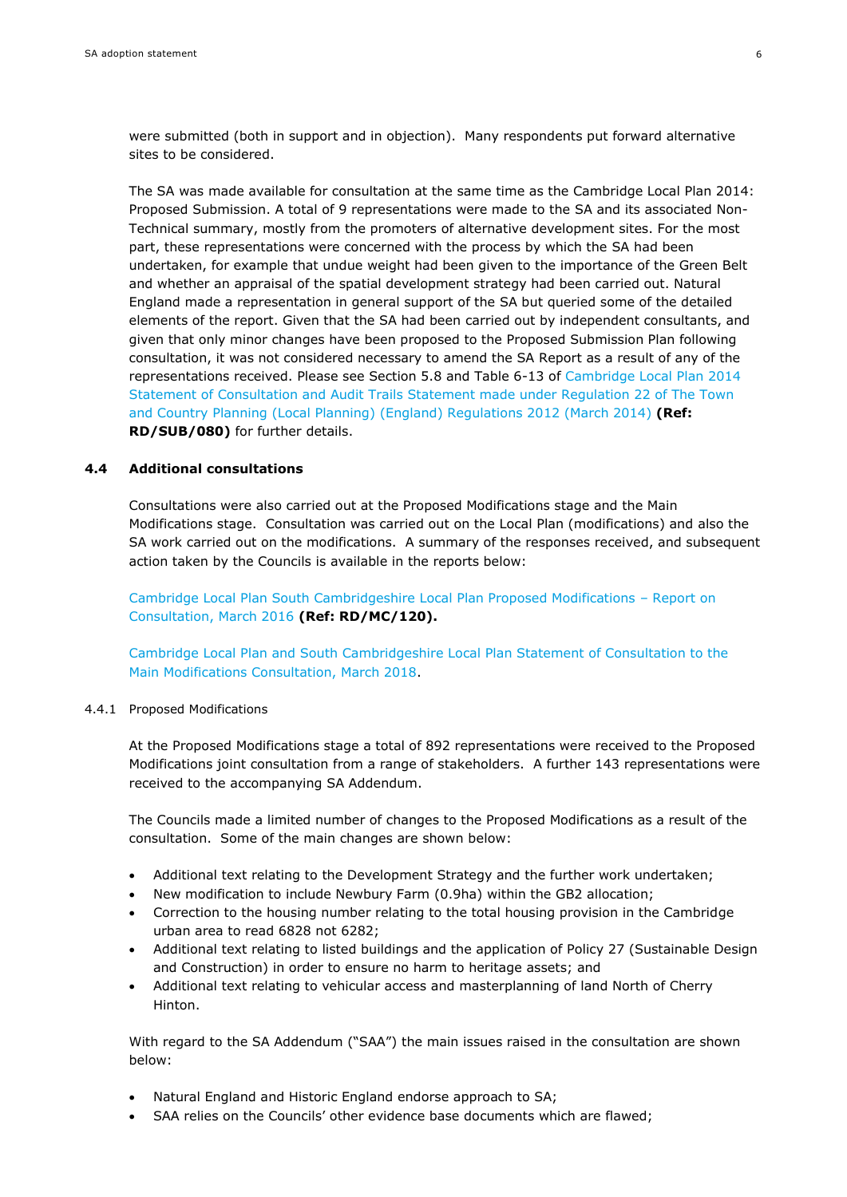were submitted (both in support and in objection). Many respondents put forward alternative sites to be considered.

The SA was made available for consultation at the same time as the Cambridge Local Plan 2014: Proposed Submission. A total of 9 representations were made to the SA and its associated Non-Technical summary, mostly from the promoters of alternative development sites. For the most part, these representations were concerned with the process by which the SA had been undertaken, for example that undue weight had been given to the importance of the Green Belt and whether an appraisal of the spatial development strategy had been carried out. Natural England made a representation in general support of the SA but queried some of the detailed elements of the report. Given that the SA had been carried out by independent consultants, and given that only minor changes have been proposed to the Proposed Submission Plan following consultation, it was not considered necessary to amend the SA Report as a result of any of the representations received. Please see Section 5.8 and Table 6-13 of Cambridge Local Plan 2014 Statement of Consultation and Audit Trails Statement made under Regulation 22 of The Town and Country Planning (Local Planning) (England) Regulations 2012 (March 2014) **(Ref: RD/SUB/080)** for further details.

## 4.4 Additional consultations

Consultations were also carried out at the Proposed Modifications stage and the Main Modifications stage. Consultation was carried out on the Local Plan (modifications) and also the SA work carried out on the modifications. A summary of the responses received, and subsequent action taken by the Councils is available in the reports below:

Cambridge Local Plan South Cambridgeshire Local Plan Proposed Modifications – Report on Consultation, March 2016 **(Ref: RD/MC/120).**

Cambridge Local Plan and South Cambridgeshire Local Plan Statement of Consultation to the Main Modifications Consultation, March 2018.

### 4.4.1 Proposed Modifications

At the Proposed Modifications stage a total of 892 representations were received to the Proposed Modifications joint consultation from a range of stakeholders. A further 143 representations were received to the accompanying SA Addendum.

The Councils made a limited number of changes to the Proposed Modifications as a result of the consultation. Some of the main changes are shown below:

- Additional text relating to the Development Strategy and the further work undertaken;
- New modification to include Newbury Farm (0.9ha) within the GB2 allocation;
- Correction to the housing number relating to the total housing provision in the Cambridge urban area to read 6828 not 6282;
- Additional text relating to listed buildings and the application of Policy 27 (Sustainable Design and Construction) in order to ensure no harm to heritage assets; and
- Additional text relating to vehicular access and masterplanning of land North of Cherry Hinton.

With regard to the SA Addendum ("SAA") the main issues raised in the consultation are shown below:

- Natural England and Historic England endorse approach to SA;
- SAA relies on the Councils' other evidence base documents which are flawed;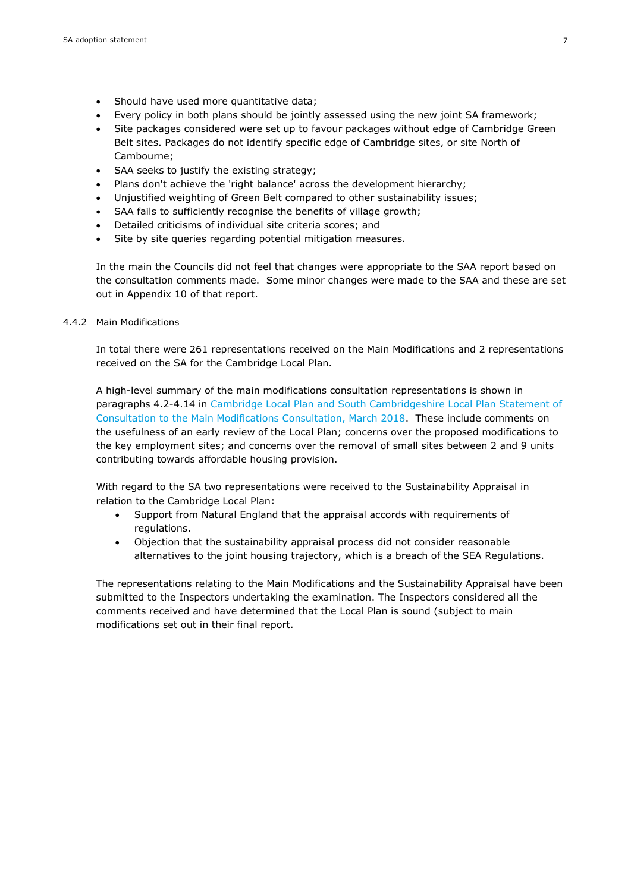- Should have used more quantitative data;
- Every policy in both plans should be jointly assessed using the new joint SA framework;
- Site packages considered were set up to favour packages without edge of Cambridge Green Belt sites. Packages do not identify specific edge of Cambridge sites, or site North of Cambourne;
- SAA seeks to justify the existing strategy;
- Plans don't achieve the 'right balance' across the development hierarchy;
- Unjustified weighting of Green Belt compared to other sustainability issues;
- SAA fails to sufficiently recognise the benefits of village growth;
- Detailed criticisms of individual site criteria scores; and
- Site by site queries regarding potential mitigation measures.

In the main the Councils did not feel that changes were appropriate to the SAA report based on the consultation comments made. Some minor changes were made to the SAA and these are set out in Appendix 10 of that report.

#### 4.4.2 Main Modifications

In total there were 261 representations received on the Main Modifications and 2 representations received on the SA for the Cambridge Local Plan.

A high-level summary of the main modifications consultation representations is shown in paragraphs 4.2-4.14 in Cambridge Local Plan and South Cambridgeshire Local Plan Statement of Consultation to the Main Modifications Consultation, March 2018. These include comments on the usefulness of an early review of the Local Plan; concerns over the proposed modifications to the key employment sites; and concerns over the removal of small sites between 2 and 9 units contributing towards affordable housing provision.

With regard to the SA two representations were received to the Sustainability Appraisal in relation to the Cambridge Local Plan:

- Support from Natural England that the appraisal accords with requirements of regulations.
- Objection that the sustainability appraisal process did not consider reasonable alternatives to the joint housing trajectory, which is a breach of the SEA Regulations.

The representations relating to the Main Modifications and the Sustainability Appraisal have been submitted to the Inspectors undertaking the examination. The Inspectors considered all the comments received and have determined that the Local Plan is sound (subject to main modifications set out in their final report.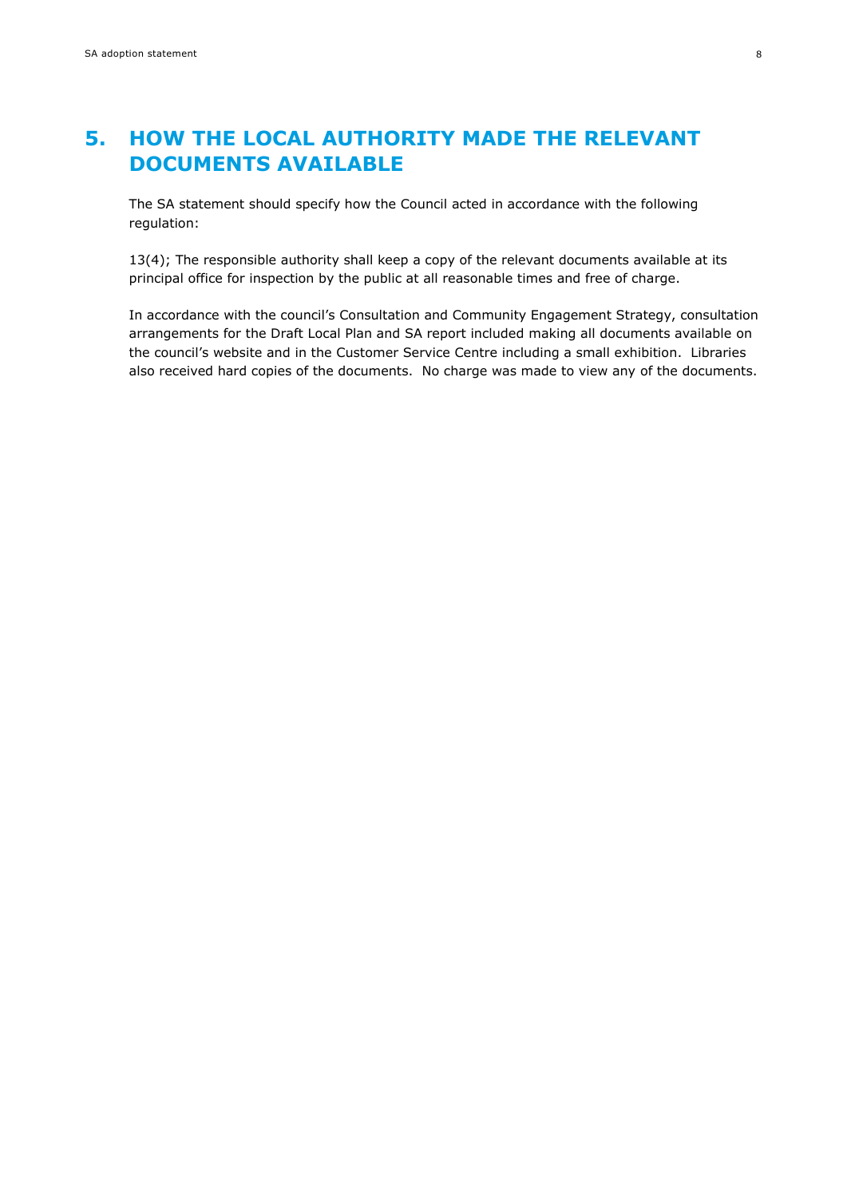# 5. HOW THE LOCAL AUTHORITY MADE THE RELEVANT DOCUMENTS AVAILABLE

The SA statement should specify how the Council acted in accordance with the following regulation:

13(4); The responsible authority shall keep a copy of the relevant documents available at its principal office for inspection by the public at all reasonable times and free of charge.

In accordance with the council's Consultation and Community Engagement Strategy, consultation arrangements for the Draft Local Plan and SA report included making all documents available on the council's website and in the Customer Service Centre including a small exhibition. Libraries also received hard copies of the documents. No charge was made to view any of the documents.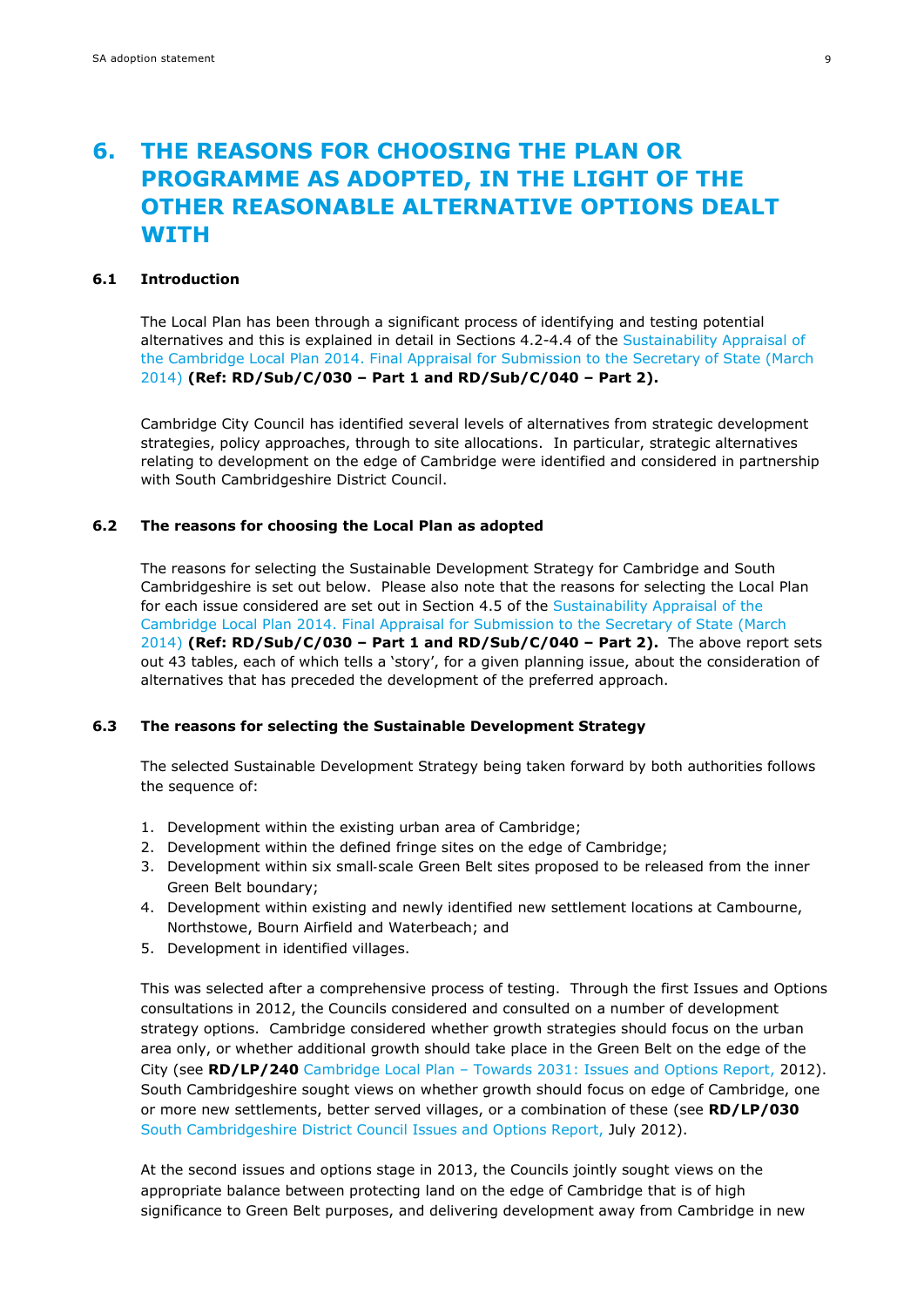# 6. THE REASONS FOR CHOOSING THE PLAN OR PROGRAMME AS ADOPTED, IN THE LIGHT OF THE OTHER REASONABLE ALTERNATIVE OPTIONS DEALT WITH

## 6.1 Introduction

The Local Plan has been through a significant process of identifying and testing potential alternatives and this is explained in detail in Sections 4.2-4.4 of the Sustainability Appraisal of the Cambridge Local Plan 2014. Final Appraisal for Submission to the Secretary of State (March 2014) **(Ref: RD/Sub/C/030 – Part 1 and RD/Sub/C/040 – Part 2).**

Cambridge City Council has identified several levels of alternatives from strategic development strategies, policy approaches, through to site allocations. In particular, strategic alternatives relating to development on the edge of Cambridge were identified and considered in partnership with South Cambridgeshire District Council.

## 6.2 The reasons for choosing the Local Plan as adopted

The reasons for selecting the Sustainable Development Strategy for Cambridge and South Cambridgeshire is set out below. Please also note that the reasons for selecting the Local Plan for each issue considered are set out in Section 4.5 of the Sustainability Appraisal of the Cambridge Local Plan 2014. Final Appraisal for Submission to the Secretary of State (March 2014) **(Ref: RD/Sub/C/030 – Part 1 and RD/Sub/C/040 – Part 2).** The above report sets out 43 tables, each of which tells a 'story', for a given planning issue, about the consideration of alternatives that has preceded the development of the preferred approach.

## 6.3 The reasons for selecting the Sustainable Development Strategy

The selected Sustainable Development Strategy being taken forward by both authorities follows the sequence of:

1. Development within the existing urban area of Cambridge;
2. Development within the defined fringe sites on the edge of Cambridge;
3. Development within six small-scale Green Belt sites proposed to be released from the inner Green Belt boundary;
4. Development within existing and newly identified new settlement locations at Cambourne, Northstowe, Bourn Airfield and Waterbeach; and
5. Development in identified villages.

This was selected after a comprehensive process of testing. Through the first Issues and Options consultations in 2012, the Councils considered and consulted on a number of development strategy options. Cambridge considered whether growth strategies should focus on the urban area only, or whether additional growth should take place in the Green Belt on the edge of the City (see **RD/LP/240** Cambridge Local Plan – Towards 2031: Issues and Options Report, 2012). South Cambridgeshire sought views on whether growth should focus on edge of Cambridge, one or more new settlements, better served villages, or a combination of these (see **RD/LP/030** South Cambridgeshire District Council Issues and Options Report, July 2012).

At the second issues and options stage in 2013, the Councils jointly sought views on the appropriate balance between protecting land on the edge of Cambridge that is of high significance to Green Belt purposes, and delivering development away from Cambridge in new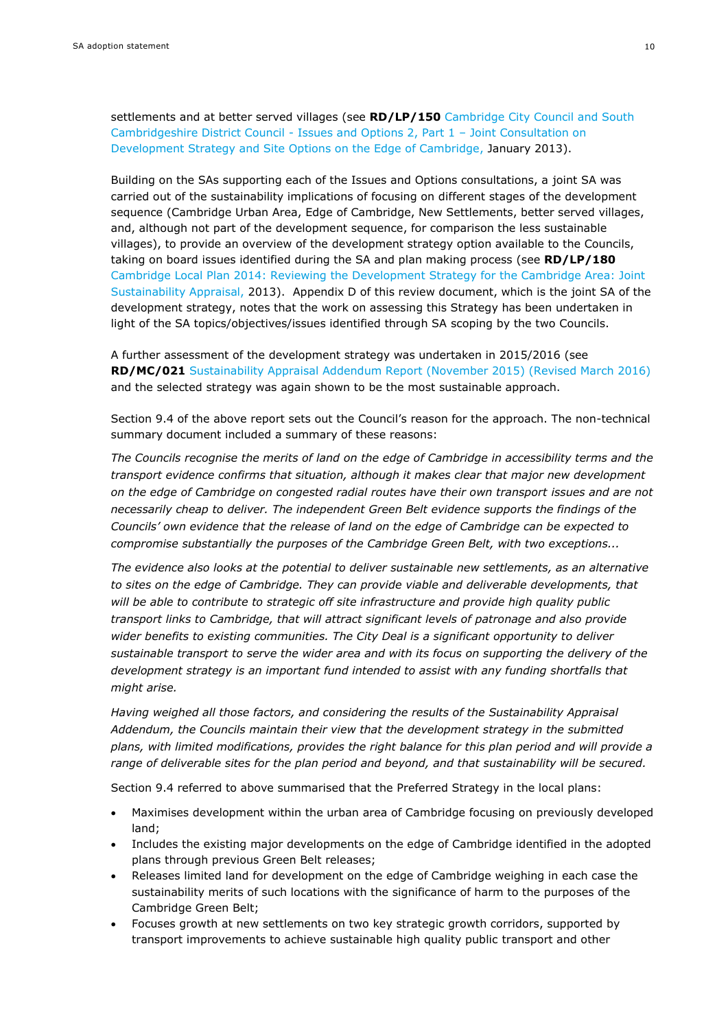settlements and at better served villages (see **RD/LP/150** Cambridge City Council and South Cambridgeshire District Council - Issues and Options 2, Part 1 – Joint Consultation on Development Strategy and Site Options on the Edge of Cambridge, January 2013).

Building on the SAs supporting each of the Issues and Options consultations, a joint SA was carried out of the sustainability implications of focusing on different stages of the development sequence (Cambridge Urban Area, Edge of Cambridge, New Settlements, better served villages, and, although not part of the development sequence, for comparison the less sustainable villages), to provide an overview of the development strategy option available to the Councils, taking on board issues identified during the SA and plan making process (see **RD/LP/180** Cambridge Local Plan 2014: Reviewing the Development Strategy for the Cambridge Area: Joint Sustainability Appraisal, 2013). Appendix D of this review document, which is the joint SA of the development strategy, notes that the work on assessing this Strategy has been undertaken in light of the SA topics/objectives/issues identified through SA scoping by the two Councils.

A further assessment of the development strategy was undertaken in 2015/2016 (see **RD/MC/021** Sustainability Appraisal Addendum Report (November 2015) (Revised March 2016) and the selected strategy was again shown to be the most sustainable approach.

Section 9.4 of the above report sets out the Council's reason for the approach. The non-technical summary document included a summary of these reasons:

*The Councils recognise the merits of land on the edge of Cambridge in accessibility terms and the transport evidence confirms that situation, although it makes clear that major new development on the edge of Cambridge on congested radial routes have their own transport issues and are not necessarily cheap to deliver. The independent Green Belt evidence supports the findings of the Councils' own evidence that the release of land on the edge of Cambridge can be expected to compromise substantially the purposes of the Cambridge Green Belt, with two exceptions...*

*The evidence also looks at the potential to deliver sustainable new settlements, as an alternative to sites on the edge of Cambridge. They can provide viable and deliverable developments, that will be able to contribute to strategic off site infrastructure and provide high quality public transport links to Cambridge, that will attract significant levels of patronage and also provide wider benefits to existing communities. The City Deal is a significant opportunity to deliver sustainable transport to serve the wider area and with its focus on supporting the delivery of the development strategy is an important fund intended to assist with any funding shortfalls that might arise.*

*Having weighed all those factors, and considering the results of the Sustainability Appraisal Addendum, the Councils maintain their view that the development strategy in the submitted plans, with limited modifications, provides the right balance for this plan period and will provide a range of deliverable sites for the plan period and beyond, and that sustainability will be secured.*

Section 9.4 referred to above summarised that the Preferred Strategy in the local plans:

- Maximises development within the urban area of Cambridge focusing on previously developed land;
- Includes the existing major developments on the edge of Cambridge identified in the adopted plans through previous Green Belt releases;
- Releases limited land for development on the edge of Cambridge weighing in each case the sustainability merits of such locations with the significance of harm to the purposes of the Cambridge Green Belt;
- Focuses growth at new settlements on two key strategic growth corridors, supported by transport improvements to achieve sustainable high quality public transport and other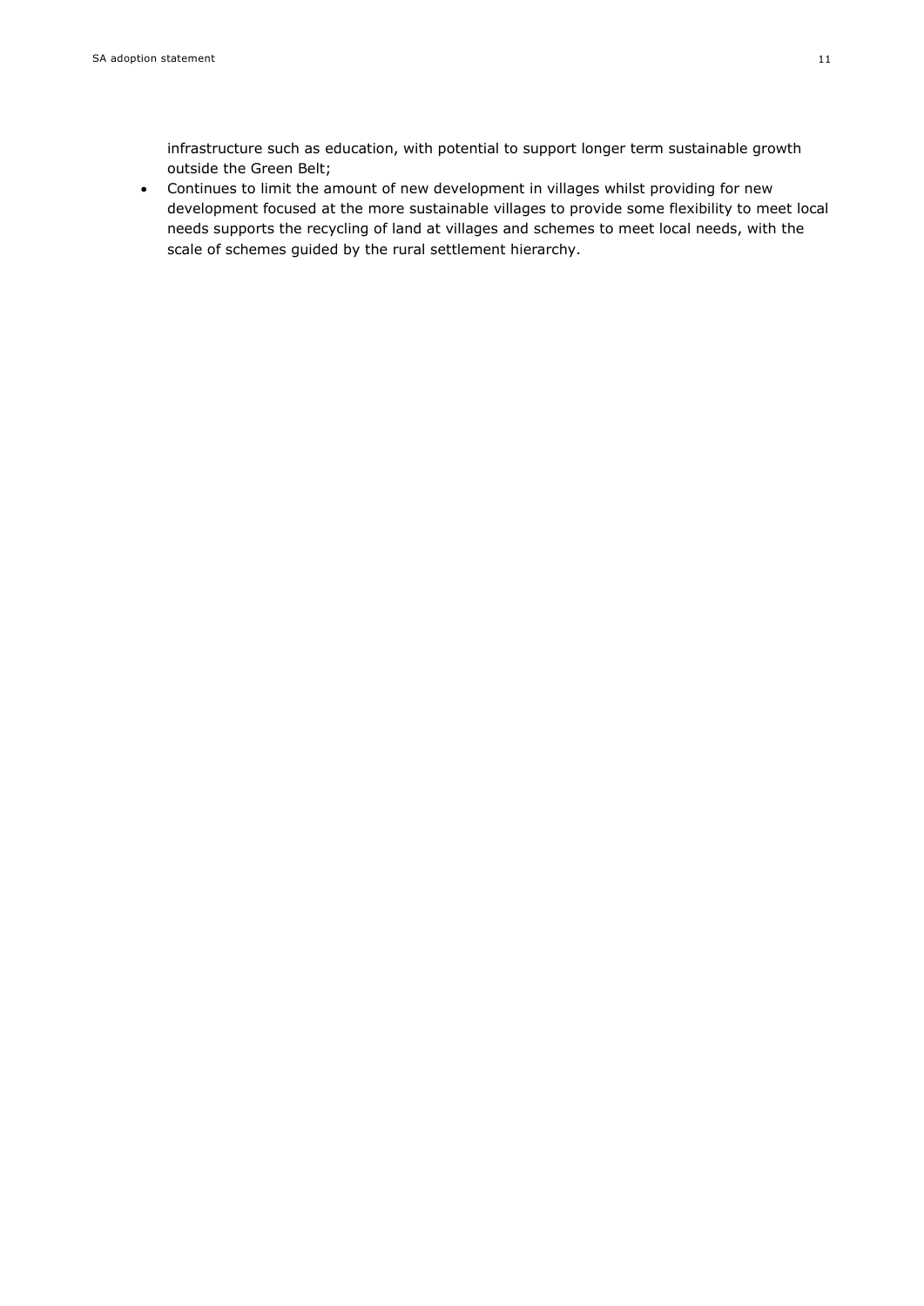infrastructure such as education, with potential to support longer term sustainable growth outside the Green Belt;

- Continues to limit the amount of new development in villages whilst providing for new development focused at the more sustainable villages to provide some flexibility to meet local needs supports the recycling of land at villages and schemes to meet local needs, with the scale of schemes guided by the rural settlement hierarchy.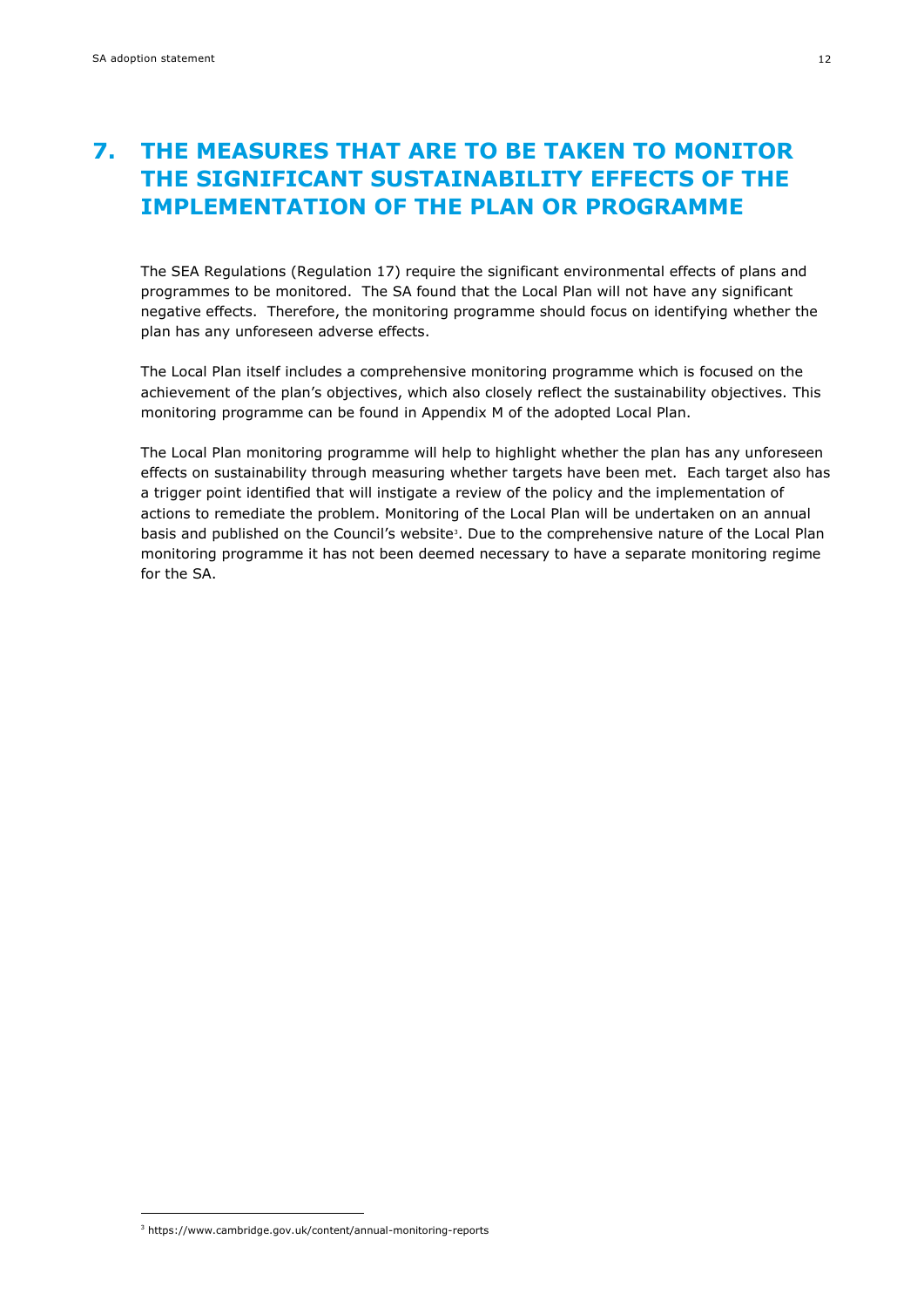# 7. THE MEASURES THAT ARE TO BE TAKEN TO MONITOR THE SIGNIFICANT SUSTAINABILITY EFFECTS OF THE IMPLEMENTATION OF THE PLAN OR PROGRAMME

The SEA Regulations (Regulation 17) require the significant environmental effects of plans and programmes to be monitored. The SA found that the Local Plan will not have any significant negative effects. Therefore, the monitoring programme should focus on identifying whether the plan has any unforeseen adverse effects.

The Local Plan itself includes a comprehensive monitoring programme which is focused on the achievement of the plan's objectives, which also closely reflect the sustainability objectives. This monitoring programme can be found in Appendix M of the adopted Local Plan.

The Local Plan monitoring programme will help to highlight whether the plan has any unforeseen effects on sustainability through measuring whether targets have been met. Each target also has a trigger point identified that will instigate a review of the policy and the implementation of actions to remediate the problem. Monitoring of the Local Plan will be undertaken on an annual basis and published on the Council's website[3]. Due to the comprehensive nature of the Local Plan monitoring programme it has not been deemed necessary to have a separate monitoring regime for the SA.

[3] https://www.cambridge.gov.uk/content/annual-monitoring-reports